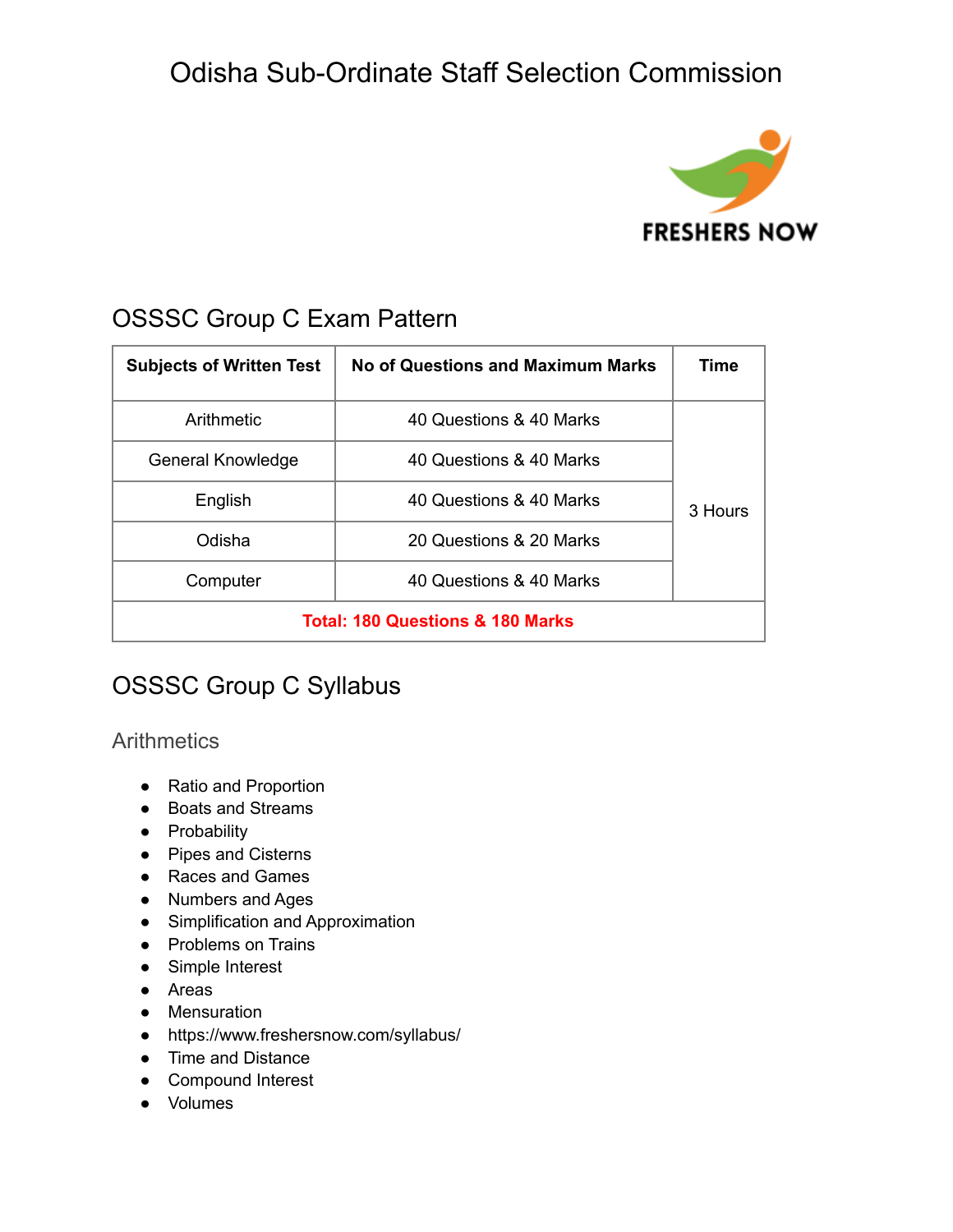# Odisha Sub-Ordinate Staff Selection Commission

## OSSSC Group C Exam Pattern

| Subjects of Written Test | No of Questions and Maximum Marks | Time |
|---|---|---|
| Arithmetic | 40 Questions & 40 Marks | 3 Hours |
| General Knowledge | 40 Questions & 40 Marks | |
| English | 40 Questions & 40 Marks | |
| Odisha | 20 Questions & 20 Marks | |
| Computer | 40 Questions & 40 Marks | |
| **Total: 180 Questions & 180 Marks** | | |

## OSSSC Group C Syllabus

### Arithmetics

- Ratio and Proportion
- Boats and Streams
- Probability
- Pipes and Cisterns
- Races and Games
- Numbers and Ages
- Simplification and Approximation
- Problems on Trains
- Simple Interest
- Areas
- Mensuration
- https://www.freshersnow.com/syllabus/
- Time and Distance
- Compound Interest
- Volumes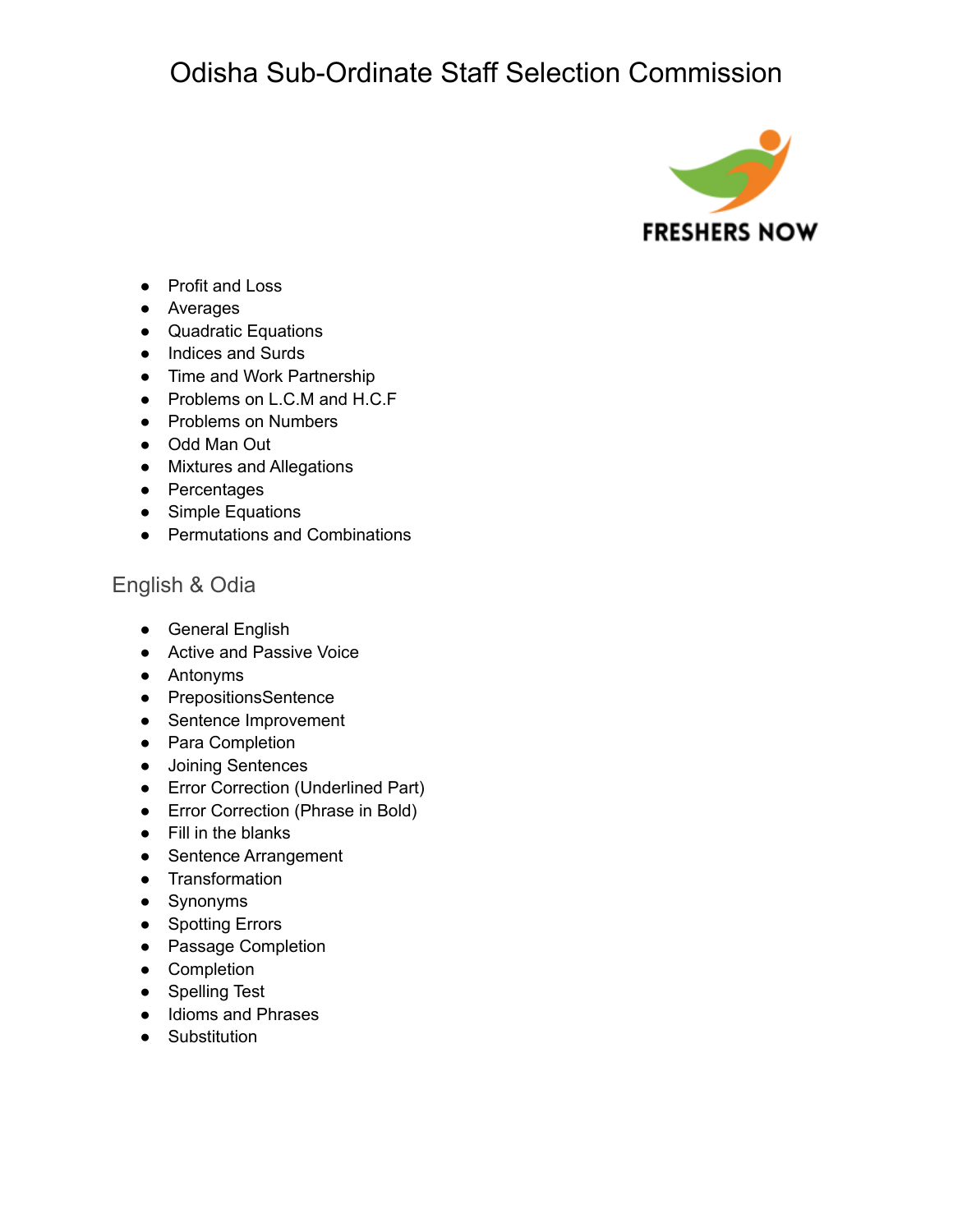- Profit and Loss
- Averages
- Quadratic Equations
- Indices and Surds
- Time and Work Partnership
- Problems on L.C.M and H.C.F
- Problems on Numbers
- Odd Man Out
- Mixtures and Allegations
- Percentages
- Simple Equations
- Permutations and Combinations

## English & Odia

- General English
- Active and Passive Voice
- Antonyms
- PrepositionsSentence
- Sentence Improvement
- Para Completion
- Joining Sentences
- Error Correction (Underlined Part)
- Error Correction (Phrase in Bold)
- Fill in the blanks
- Sentence Arrangement
- Transformation
- Synonyms
- Spotting Errors
- Passage Completion
- Completion
- Spelling Test
- Idioms and Phrases
- Substitution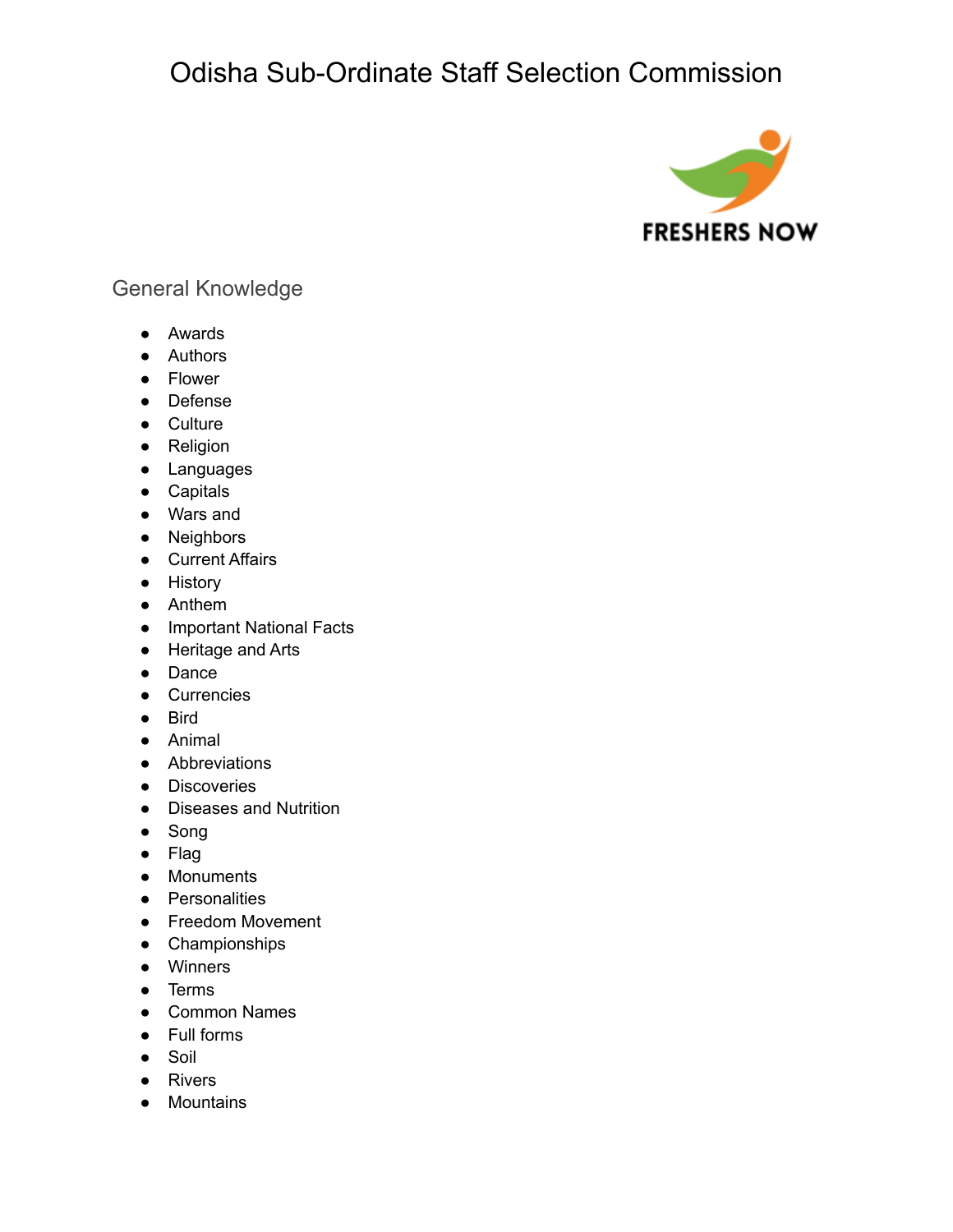# Odisha Sub-Ordinate Staff Selection Commission

## General Knowledge

- Awards
- Authors
- Flower
- Defense
- Culture
- Religion
- Languages
- Capitals
- Wars and
- Neighbors
- Current Affairs
- History
- Anthem
- Important National Facts
- Heritage and Arts
- Dance
- Currencies
- Bird
- Animal
- Abbreviations
- Discoveries
- Diseases and Nutrition
- Song
- Flag
- Monuments
- Personalities
- Freedom Movement
- Championships
- Winners
- Terms
- Common Names
- Full forms
- Soil
- Rivers
- Mountains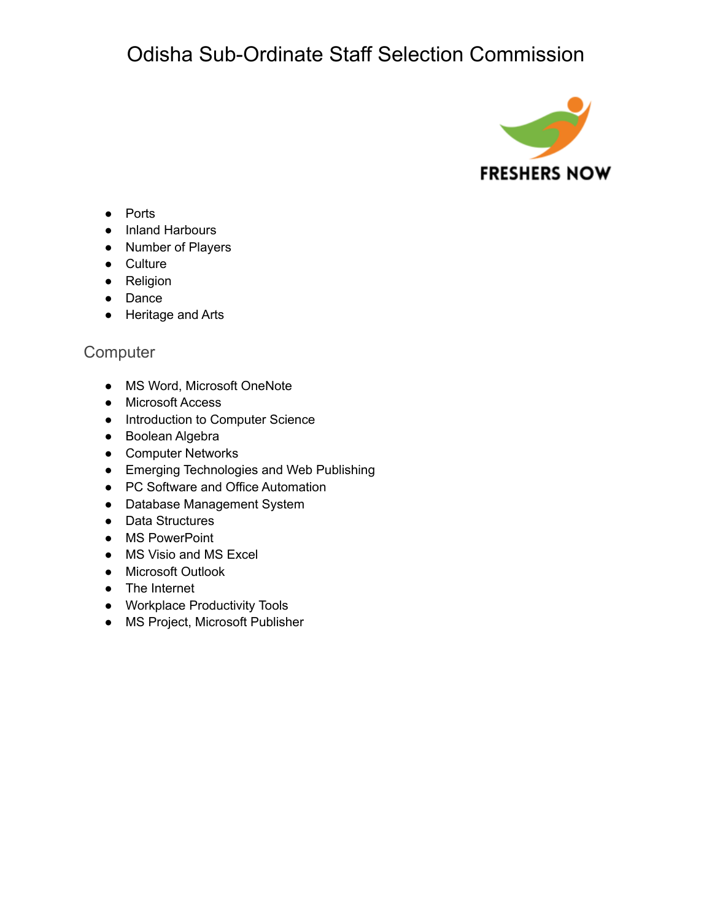- Ports
- Inland Harbours
- Number of Players
- Culture
- Religion
- Dance
- Heritage and Arts

## Computer

- MS Word, Microsoft OneNote
- Microsoft Access
- Introduction to Computer Science
- Boolean Algebra
- Computer Networks
- Emerging Technologies and Web Publishing
- PC Software and Office Automation
- Database Management System
- Data Structures
- MS PowerPoint
- MS Visio and MS Excel
- Microsoft Outlook
- The Internet
- Workplace Productivity Tools
- MS Project, Microsoft Publisher